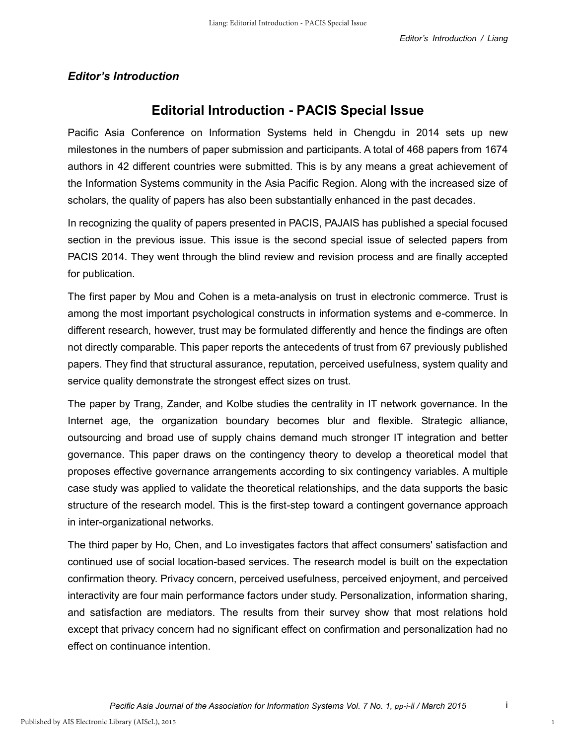*Editor's Introduction*

# Editorial Introduction - PACIS Special Issue

Pacific Asia Conference on Information Systems held in Chengdu in 2014 sets up new milestones in the numbers of paper submission and participants. A total of 468 papers from 1674 authors in 42 different countries were submitted. This is by any means a great achievement of the Information Systems community in the Asia Pacific Region. Along with the increased size of scholars, the quality of papers has also been substantially enhanced in the past decades.

In recognizing the quality of papers presented in PACIS, PAJAIS has published a special focused section in the previous issue. This issue is the second special issue of selected papers from PACIS 2014. They went through the blind review and revision process and are finally accepted for publication.

The first paper by Mou and Cohen is a meta-analysis on trust in electronic commerce. Trust is among the most important psychological constructs in information systems and e-commerce. In different research, however, trust may be formulated differently and hence the findings are often not directly comparable. This paper reports the antecedents of trust from 67 previously published papers. They find that structural assurance, reputation, perceived usefulness, system quality and service quality demonstrate the strongest effect sizes on trust.

The paper by Trang, Zander, and Kolbe studies the centrality in IT network governance. In the Internet age, the organization boundary becomes blur and flexible. Strategic alliance, outsourcing and broad use of supply chains demand much stronger IT integration and better governance. This paper draws on the contingency theory to develop a theoretical model that proposes effective governance arrangements according to six contingency variables. A multiple case study was applied to validate the theoretical relationships, and the data supports the basic structure of the research model. This is the first-step toward a contingent governance approach in inter-organizational networks.

The third paper by Ho, Chen, and Lo investigates factors that affect consumers' satisfaction and continued use of social location-based services. The research model is built on the expectation confirmation theory. Privacy concern, perceived usefulness, perceived enjoyment, and perceived interactivity are four main performance factors under study. Personalization, information sharing, and satisfaction are mediators. The results from their survey show that most relations hold except that privacy concern had no significant effect on confirmation and personalization had no effect on continuance intention.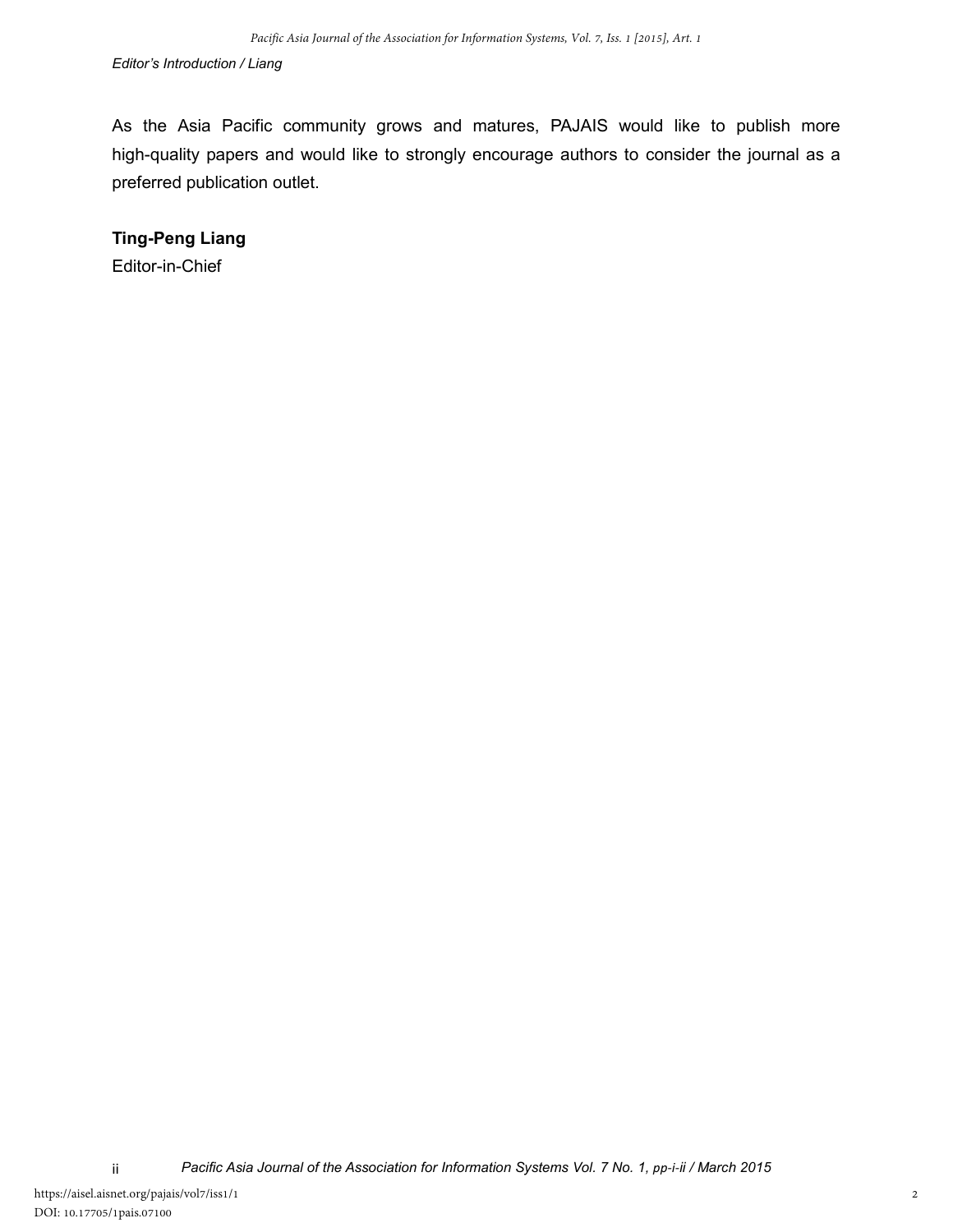As the Asia Pacific community grows and matures, PAJAIS would like to publish more high-quality papers and would like to strongly encourage authors to consider the journal as a preferred publication outlet.

**Ting-Peng Liang**
Editor-in-Chief